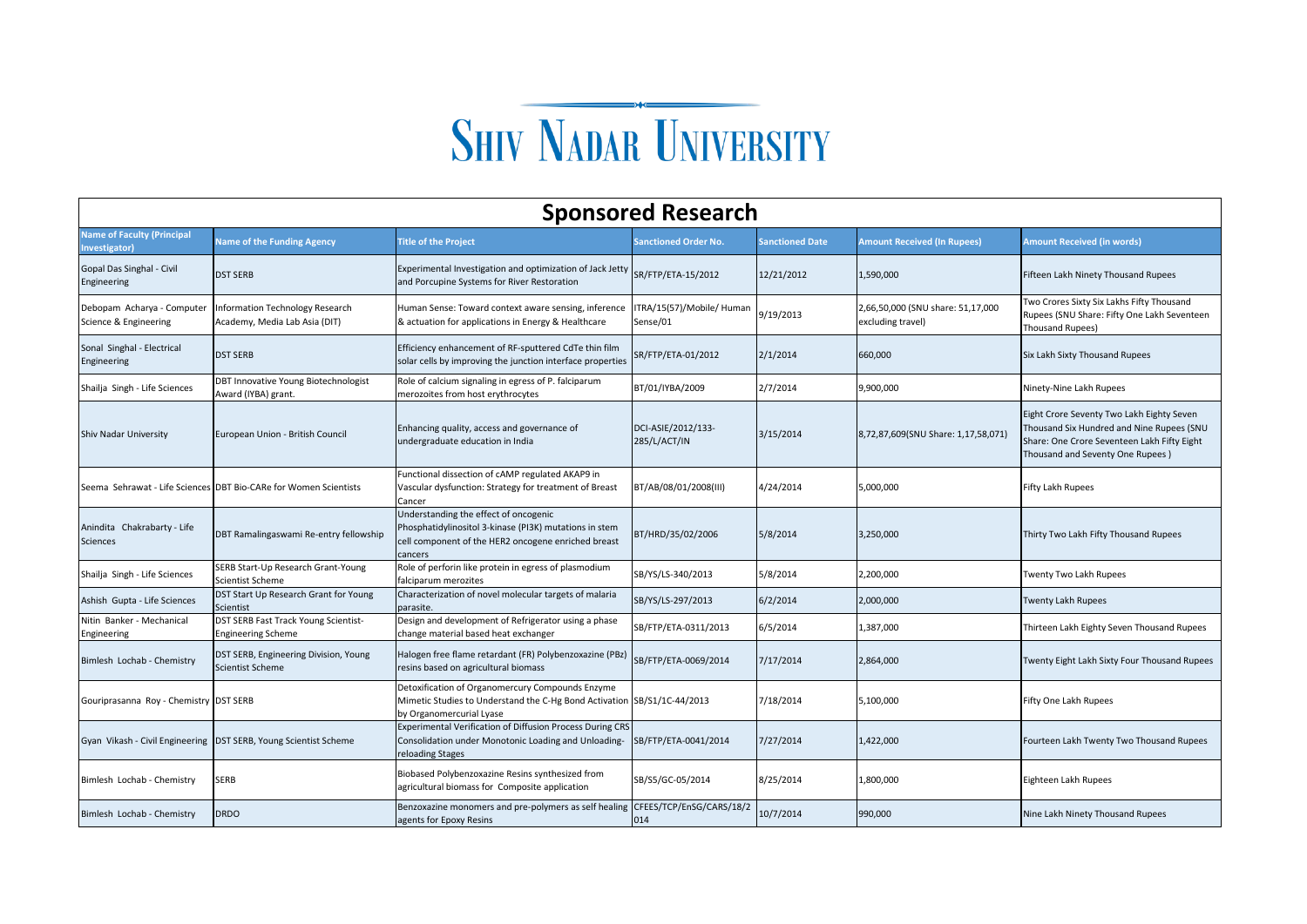# Shiv Nadar University

## Sponsored Research

| Name of Faculty (Principal Investigator) | Name of the Funding Agency | Title of the Project | Sanctioned Order No. | Sanctioned Date | Amount Received (In Rupees) | Amount Received (in words) |
|---|---|---|---|---|---|---|
| Gopal Das Singhal - Civil Engineering | DST SERB | Experimental Investigation and optimization of Jack Jetty and Porcupine Systems for River Restoration | SR/FTP/ETA-15/2012 | 12/21/2012 | 1,590,000 | Fifteen Lakh Ninety Thousand Rupees |
| Debopam Acharya - Computer Science & Engineering | Information Technology Research Academy, Media Lab Asia (DIT) | Human Sense: Toward context aware sensing, inference & actuation for applications in Energy & Healthcare | ITRA/15(57)/Mobile/ Human Sense/01 | 9/19/2013 | 2,66,50,000 (SNU share: 51,17,000 excluding travel) | Two Crores Sixty Six Lakhs Fifty Thousand Rupees (SNU Share: Fifty One Lakh Seventeen Thousand Rupees) |
| Sonal Singhal - Electrical Engineering | DST SERB | Efficiency enhancement of RF-sputtered CdTe thin film solar cells by improving the junction interface properties | SR/FTP/ETA-01/2012 | 2/1/2014 | 660,000 | Six Lakh Sixty Thousand Rupees |
| Shailja Singh - Life Sciences | DBT Innovative Young Biotechnologist Award (IYBA) grant. | Role of calcium signaling in egress of P. falciparum merozoites from host erythrocytes | BT/01/IYBA/2009 | 2/7/2014 | 9,900,000 | Ninety-Nine Lakh Rupees |
| Shiv Nadar University | European Union - British Council | Enhancing quality, access and governance of undergraduate education in India | DCI-ASIE/2012/133-285/L/ACT/IN | 3/15/2014 | 8,72,87,609(SNU Share: 1,17,58,071) | Eight Crore Seventy Two Lakh Eighty Seven Thousand Six Hundred and Nine Rupees (SNU Share: One Crore Seventeen Lakh Fifty Eight Thousand and Seventy One Rupees ) |
| Seema Sehrawat - Life Sciences | DBT Bio-CARe for Women Scientists | Functional dissection of cAMP regulated AKAP9 in Vascular dysfunction: Strategy for treatment of Breast Cancer | BT/AB/08/01/2008(III) | 4/24/2014 | 5,000,000 | Fifty Lakh Rupees |
| Anindita Chakrabarty - Life Sciences | DBT Ramalingaswami Re-entry fellowship | Understanding the effect of oncogenic Phosphatidylinositol 3-kinase (PI3K) mutations in stem cell component of the HER2 oncogene enriched breast cancers | BT/HRD/35/02/2006 | 5/8/2014 | 3,250,000 | Thirty Two Lakh Fifty Thousand Rupees |
| Shailja Singh - Life Sciences | SERB Start-Up Research Grant-Young Scientist Scheme | Role of perforin like protein in egress of plasmodium falciparum merozites | SB/YS/LS-340/2013 | 5/8/2014 | 2,200,000 | Twenty Two Lakh Rupees |
| Ashish Gupta - Life Sciences | DST Start Up Research Grant for Young Scientist | Characterization of novel molecular targets of malaria parasite. | SB/YS/LS-297/2013 | 6/2/2014 | 2,000,000 | Twenty Lakh Rupees |
| Nitin Banker - Mechanical Engineering | DST SERB Fast Track Young Scientist-Engineering Scheme | Design and development of Refrigerator using a phase change material based heat exchanger | SB/FTP/ETA-0311/2013 | 6/5/2014 | 1,387,000 | Thirteen Lakh Eighty Seven Thousand Rupees |
| Bimlesh Lochab - Chemistry | DST SERB, Engineering Division, Young Scientist Scheme | Halogen free flame retardant (FR) Polybenzoxazine (PBz) resins based on agricultural biomass | SB/FTP/ETA-0069/2014 | 7/17/2014 | 2,864,000 | Twenty Eight Lakh Sixty Four Thousand Rupees |
| Gouriprasanna Roy - Chemistry | DST SERB | Detoxification of Organomercury Compounds Enzyme Mimetic Studies to Understand the C-Hg Bond Activation by Organomercurial Lyase | SB/S1/1C-44/2013 | 7/18/2014 | 5,100,000 | Fifty One Lakh Rupees |
| Gyan Vikash - Civil Engineering | DST SERB, Young Scientist Scheme | Experimental Verification of Diffusion Process During CRS Consolidation under Monotonic Loading and Unloading-reloading Stages | SB/FTP/ETA-0041/2014 | 7/27/2014 | 1,422,000 | Fourteen Lakh Twenty Two Thousand Rupees |
| Bimlesh Lochab - Chemistry | SERB | Biobased Polybenzoxazine Resins synthesized from agricultural biomass for Composite application | SB/S5/GC-05/2014 | 8/25/2014 | 1,800,000 | Eighteen Lakh Rupees |
| Bimlesh Lochab - Chemistry | DRDO | Benzoxazine monomers and pre-polymers as self healing agents for Epoxy Resins | CFEES/TCP/EnSG/CARS/18/2014 | 10/7/2014 | 990,000 | Nine Lakh Ninety Thousand Rupees |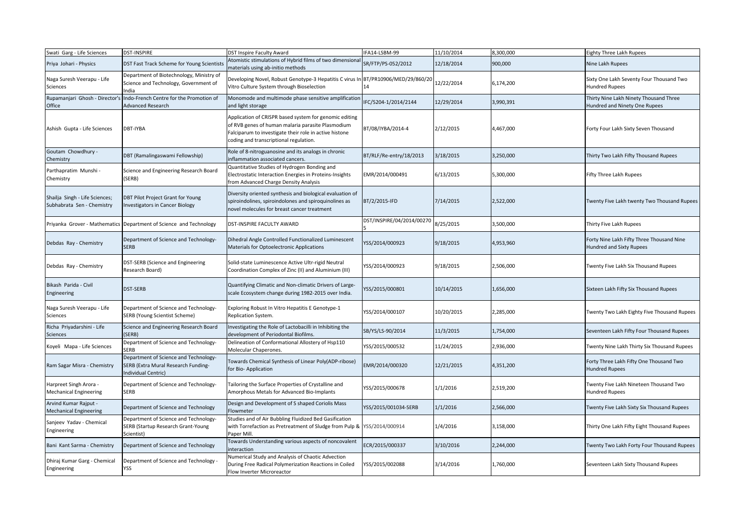| | | | | | | |
|---|---|---|---|---|---|---|
| Swati Garg - Life Sciences | DST-INSPIRE | DST Inspire Faculty Award | IFA14-LSBM-99 | 11/10/2014 | 8,300,000 | Eighty Three Lakh Rupees |
| Priya Johari - Physics | DST Fast Track Scheme for Young Scientists | Atomistic stimulations of Hybrid films of two dimensional materials using ab-initio methods | SR/FTP/PS-052/2012 | 12/18/2014 | 900,000 | Nine Lakh Rupees |
| Naga Suresh Veerapu - Life Sciences | Department of Biotechnology, Ministry of Science and Technology, Government of India | Developing Novel, Robust Genotype-3 Hepatitis C virus In Vitro Culture System through Bioselection | BT/PR10906/MED/29/860/2014 | 12/22/2014 | 6,174,200 | Sixty One Lakh Seventy Four Thousand Two Hundred Rupees |
| Rupamanjari Ghosh - Director's Office | Indo-French Centre for the Promotion of Advanced Research | Monomode and multimode phase sensitive amplification and light storage | IFC/5204-1/2014/2144 | 12/29/2014 | 3,990,391 | Thirty Nine Lakh Ninety Thousand Three Hundred and Ninety One Rupees |
| Ashish Gupta - Life Sciences | DBT-IYBA | Application of CRISPR based system for genomic editing of RVB genes of human malaria parasite Plasmodium Falciparum to investigate their role in active histone coding and transcriptional regulation. | BT/08/IYBA/2014-4 | 2/12/2015 | 4,467,000 | Forty Four Lakh Sixty Seven Thousand |
| Goutam Chowdhury - Chemistry | DBT (Ramalingaswami Fellowship) | Role of 8-nitroguanosine and its analogs in chronic inflammation associated cancers. | BT/RLF/Re-entry/18/2013 | 3/18/2015 | 3,250,000 | Thirty Two Lakh Fifty Thousand Rupees |
| Parthapratim Munshi - Chemistry | Science and Engineering Research Board (SERB) | Quantitative Studies of Hydrogen Bonding and Electrostatic Interaction Energies in Proteins-Insights from Advanced Charge Density Analysis | EMR/2014/000491 | 6/13/2015 | 5,300,000 | Fifty Three Lakh Rupees |
| Shailja Singh - Life Sciences; Subhabrata Sen - Chemistry | DBT Pilot Project Grant for Young Investigators in Cancer Biology | Diversity oriented synthesis and biological evaluation of spiroindolines, spiroindolones and spiroquinolines as novel molecules for breast cancer treatment | BT/2/2015-IFD | 7/14/2015 | 2,522,000 | Twenty Five Lakh twenty Two Thousand Rupees |
| Priyanka Grover - Mathematics | Department of Science and Technology | DST-INSPIRE FACULTY AWARD | DST/INSPIRE/04/2014/002705 | 8/25/2015 | 3,500,000 | Thirty Five Lakh Rupees |
| Debdas Ray - Chemistry | Department of Science and Technology-SERB | Dihedral Angle Controlled Functionalized Luminescent Materials for Optoelectronic Applications | YSS/2014/000923 | 9/18/2015 | 4,953,960 | Forty Nine Lakh Fifty Three Thousand Nine Hundred and Sixty Rupees |
| Debdas Ray - Chemistry | DST-SERB (Science and Engineering Research Board) | Solid-state Luminescence Active Ultr-rigid Neutral Coordination Complex of Zinc (II) and Aluminium (III) | YSS/2014/000923 | 9/18/2015 | 2,506,000 | Twenty Five Lakh Six Thousand Rupees |
| Bikash Parida - Civil Engineering | DST-SERB | Quantifying Climatic and Non-climatic Drivers of Large-scale Ecosystem change during 1982-2015 over India. | YSS/2015/000801 | 10/14/2015 | 1,656,000 | Sixteen Lakh Fifty Six Thousand Rupees |
| Naga Suresh Veerapu - Life Sciences | Department of Science and Technology-SERB (Young Scientist Scheme) | Exploring Robust In Vitro Hepatitis E Genotype-1 Replication System. | YSS/2014/000107 | 10/20/2015 | 2,285,000 | Twenty Two Lakh Eighty Five Thousand Rupees |
| Richa Priyadarshini - Life Sciences | Science and Engineering Research Board (SERB) | Investigating the Role of Lactobacilli in Inhibiting the development of Periodontal Biofilms. | SB/YS/LS-90/2014 | 11/3/2015 | 1,754,000 | Seventeen Lakh Fifty Four Thousand Rupees |
| Koyeli Mapa - Life Sciences | Department of Science and Technology-SERB | Delineation of Conformational Allostery of Hsp110 Molecular Chaperones. | YSS/2015/000532 | 11/24/2015 | 2,936,000 | Twenty Nine Lakh Thirty Six Thousand Rupees |
| Ram Sagar Misra - Chemistry | Department of Science and Technology-SERB (Extra Mural Research Funding-Individual Centric) | Towards Chemical Synthesis of Linear Poly(ADP-ribose) for Bio- Application | EMR/2014/000320 | 12/21/2015 | 4,351,200 | Forty Three Lakh Fifty One Thousand Two Hundred Rupees |
| Harpreet Singh Arora - Mechanical Engineering | Department of Science and Technology-SERB | Tailoring the Surface Properties of Crystalline and Amorphous Metals for Advanced Bio-Implants | YSS/2015/000678 | 1/1/2016 | 2,519,200 | Twenty Five Lakh Nineteen Thousand Two Hundred Rupees |
| Arvind Kumar Rajput - Mechanical Engineering | Department of Science and Technology | Design and Development of S shaped Coriolis Mass Flowmeter | YSS/2015/001034-SERB | 1/1/2016 | 2,566,000 | Twenty Five Lakh Sixty Six Thousand Rupees |
| Sanjeev Yadav - Chemical Engineering | Department of Science and Technology-SERB (Startup Research Grant-Young Scientist) | Studies and of Air Bubbling Fluidized Bed Gasification with Torrefaction as Pretreatment of Sludge from Pulp & Paper Mill. | YSS/2014/000914 | 1/4/2016 | 3,158,000 | Thirty One Lakh Fifty Eight Thousand Rupees |
| Bani Kant Sarma - Chemistry | Department of Science and Technology | Towards Understanding various aspects of noncovalent interaction | ECR/2015/000337 | 3/10/2016 | 2,244,000 | Twenty Two Lakh Forty Four Thousand Rupees |
| Dhiraj Kumar Garg - Chemical Engineering | Department of Science and Technology - YSS | Numerical Study and Analysis of Chaotic Advection During Free Radical Polymerization Reactions in Coiled Flow Inverter Microreactor | YSS/2015/002088 | 3/14/2016 | 1,760,000 | Seventeen Lakh Sixty Thousand Rupees |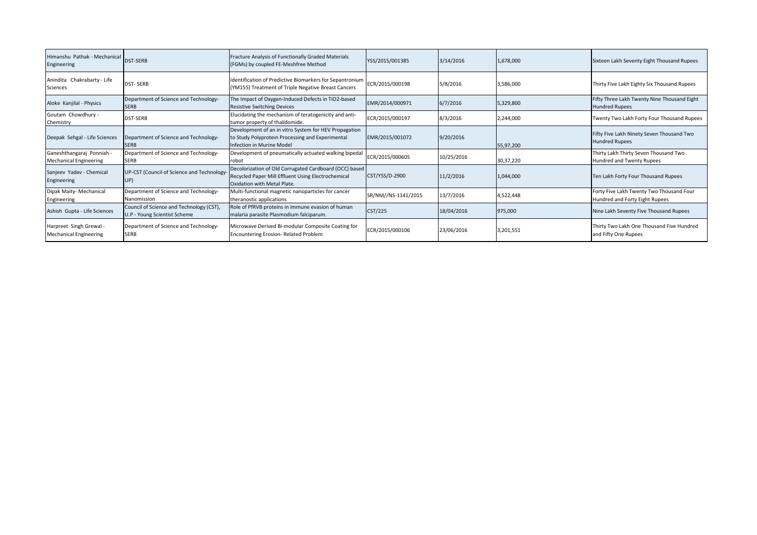| | | | | | | |
|---|---|---|---|---|---|---|
| Himanshu Pathak - Mechanical Engineering | DST-SERB | Fracture Analysis of Functionally Graded Materials (FGMs) by coupled FE-Meshfree Method | YSS/2015/001385 | 3/14/2016 | 1,678,000 | Sixteen Lakh Seventy Eight Thousand Rupees |
| Anindita Chakrabarty - Life Sciences | DST- SERB | Identification of Predictive Biomarkers for Sepantronium (YM155) Treatment of Triple Negative Breast Cancers | ECR/2015/000198 | 5/8/2016 | 3,586,000 | Thirty Five Lakh Eighty Six Thousand Rupees |
| Aloke Kanjilal - Physics | Department of Science and Technology-SERB | The Impact of Oxygen-Induced Defects in TiO2-based Resistive Switching Devices | EMR/2014/000971 | 6/7/2016 | 5,329,800 | Fifty Three Lakh Twenty Nine Thousand Eight Hundred Rupees |
| Goutam Chowdhury - Chemistry | DST-SERB | Elucidating the mechanism of teratogenicity and anti-tumor property of thalidomide. | ECR/2015/000197 | 8/3/2016 | 2,244,000 | Twenty Two Lakh Forty Four Thousand Rupees |
| Deepak Sehgal - Life Sciences | Department of Science and Technology-SERB | Development of an in vitro System for HEV Propagation to Study Polyprotein Processing and Experimental Infection in Murine Model | EMR/2015/001072 | 9/20/2016 | 55,97,200 | Fifty Five Lakh Ninety Seven Thousand Two Hundred Rupees |
| Ganeshthangaraj Ponniah - Mechanical Engineering | Department of Science and Technology-SERB | Development of pneumatically actuated walking bipedal robot | ECR/2015/000605 | 10/25/2016 | 30,37,220 | Thirty Lakh Thirty Seven Thousand Two Hundred and Twenty Rupees |
| Sanjeev Yadav - Chemical Engineering | UP-CST (Council of Science and Technology-UP) | Decolorization of Old Corrugated Cardboard (OCC) based Recycled Paper Mill Effluent Using Electrochemical Oxidation with Metal Plate. | CST/YSS/D-2900 | 11/2/2016 | 1,044,000 | Ten Lakh Forty Four Thousand Rupees |
| Dipak Maity- Mechanical Engineering | Department of Science and Technology-Nanomission | Multi-functional magnetic nanoparticles for cancer theranostic applications | SR/NM//NS-1141/2015 | 13/7/2016 | 4,522,448 | Forty Five Lakh Twenty Two Thousand Four Hundred and Forty Eight Rupees |
| Ashish Gupta - Life Sciences | Council of Science and Technology (CST), U.P - Young Scientist Scheme | Role of PfRVB proteins in immune evasion of human malaria parasite Plasmodium falciparum. | CST/225 | 18/04/2016 | 975,000 | Nine Lakh Seventy Five Thousand Rupees |
| Harpreet Singh Grewal - Mechanical Engineering | Department of Science and Technology-SERB | Microwave Derived Bi-modular Composite Coating for Encountering Erosion- Related Problem | ECR/2015/000106 | 23/06/2016 | 3,201,551 | Thirty Two Lakh One Thousand Five Hundred and Fifty One Rupees |